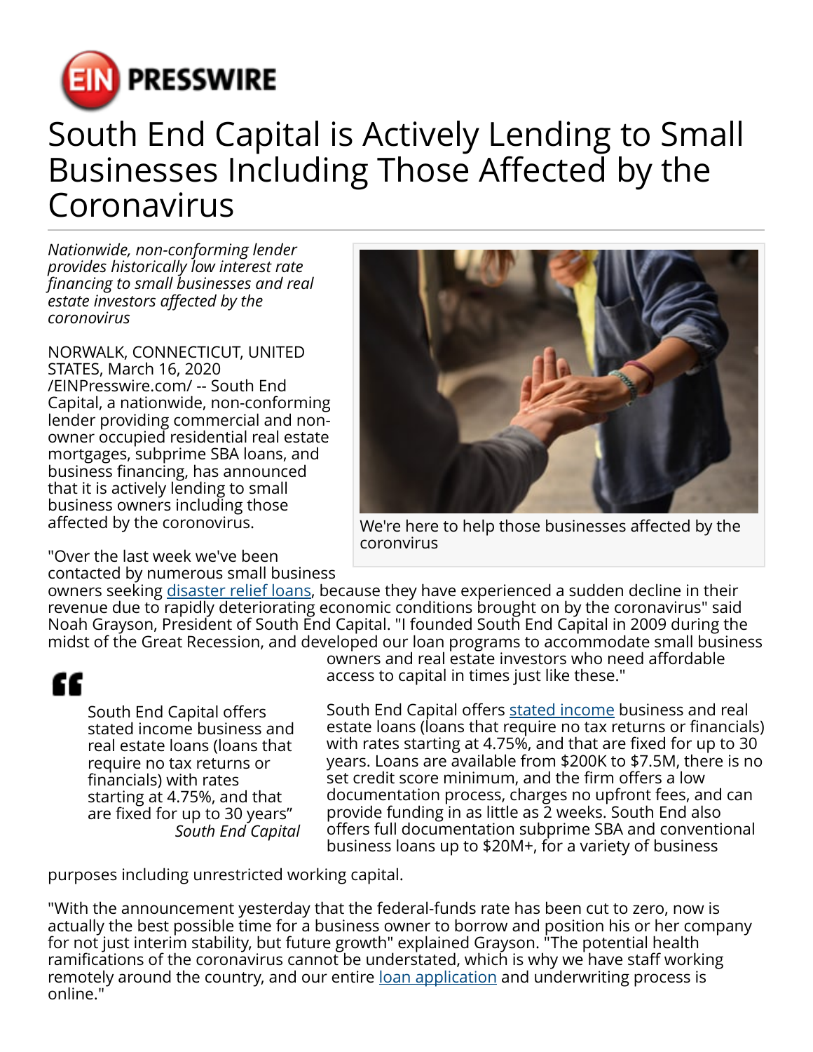# South End Capital is Actively Lending to Small Businesses Including Those Affected by the Coronavirus

*Nationwide, non-conforming lender provides historically low interest rate financing to small businesses and real estate investors affected by the coronovirus*

NORWALK, CONNECTICUT, UNITED STATES, March 16, 2020 /EINPresswire.com/ -- South End Capital, a nationwide, non-conforming lender providing commercial and non-owner occupied residential real estate mortgages, subprime SBA loans, and business financing, has announced that it is actively lending to small business owners including those affected by the coronovirus.

We're here to help those businesses affected by the coronvirus

"Over the last week we've been contacted by numerous small business owners seeking [disaster relief loans](), because they have experienced a sudden decline in their revenue due to rapidly deteriorating economic conditions brought on by the coronavirus" said Noah Grayson, President of South End Capital. "I founded South End Capital in 2009 during the midst of the Great Recession, and developed our loan programs to accommodate small business owners and real estate investors who need affordable access to capital in times just like these."

> South End Capital offers stated income business and real estate loans (loans that require no tax returns or financials) with rates starting at 4.75%, and that are fixed for up to 30 years"
>
> *South End Capital*

South End Capital offers [stated income]() business and real estate loans (loans that require no tax returns or financials) with rates starting at 4.75%, and that are fixed for up to 30 years. Loans are available from $200K to $7.5M, there is no set credit score minimum, and the firm offers a low documentation process, charges no upfront fees, and can provide funding in as little as 2 weeks. South End also offers full documentation subprime SBA and conventional business loans up to $20M+, for a variety of business purposes including unrestricted working capital.

"With the announcement yesterday that the federal-funds rate has been cut to zero, now is actually the best possible time for a business owner to borrow and position his or her company for not just interim stability, but future growth" explained Grayson. "The potential health ramifications of the coronavirus cannot be understated, which is why we have staff working remotely around the country, and our entire [loan application]() and underwriting process is online."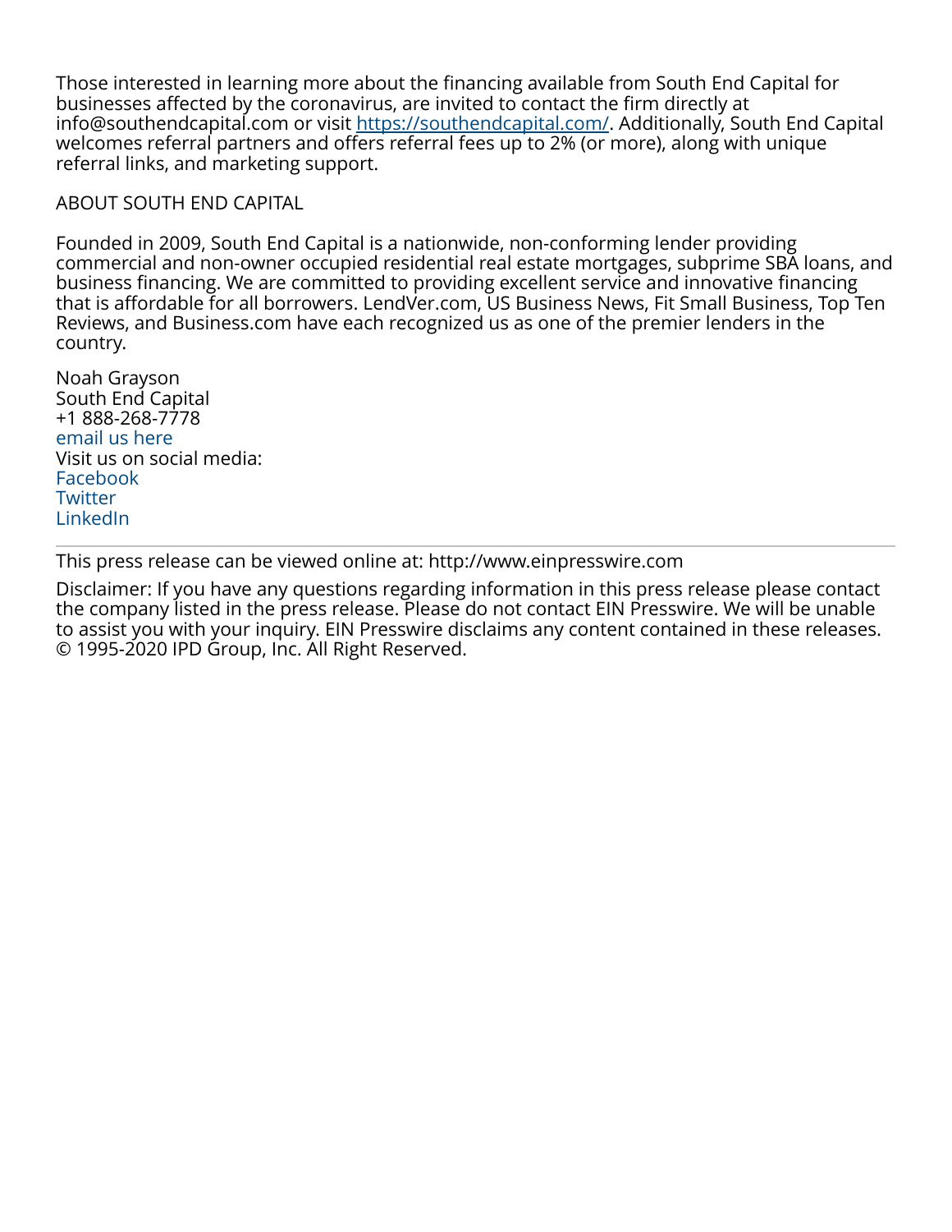Those interested in learning more about the financing available from South End Capital for businesses affected by the coronavirus, are invited to contact the firm directly at info@southendcapital.com or visit [https://southendcapital.com/](https://southendcapital.com/). Additionally, South End Capital welcomes referral partners and offers referral fees up to 2% (or more), along with unique referral links, and marketing support.

ABOUT SOUTH END CAPITAL

Founded in 2009, South End Capital is a nationwide, non-conforming lender providing commercial and non-owner occupied residential real estate mortgages, subprime SBA loans, and business financing. We are committed to providing excellent service and innovative financing that is affordable for all borrowers. LendVer.com, US Business News, Fit Small Business, Top Ten Reviews, and Business.com have each recognized us as one of the premier lenders in the country.

Noah Grayson
South End Capital
+1 888-268-7778
email us here
Visit us on social media:
Facebook
Twitter
LinkedIn

---

This press release can be viewed online at: http://www.einpresswire.com

Disclaimer: If you have any questions regarding information in this press release please contact the company listed in the press release. Please do not contact EIN Presswire. We will be unable to assist you with your inquiry. EIN Presswire disclaims any content contained in these releases. © 1995-2020 IPD Group, Inc. All Right Reserved.